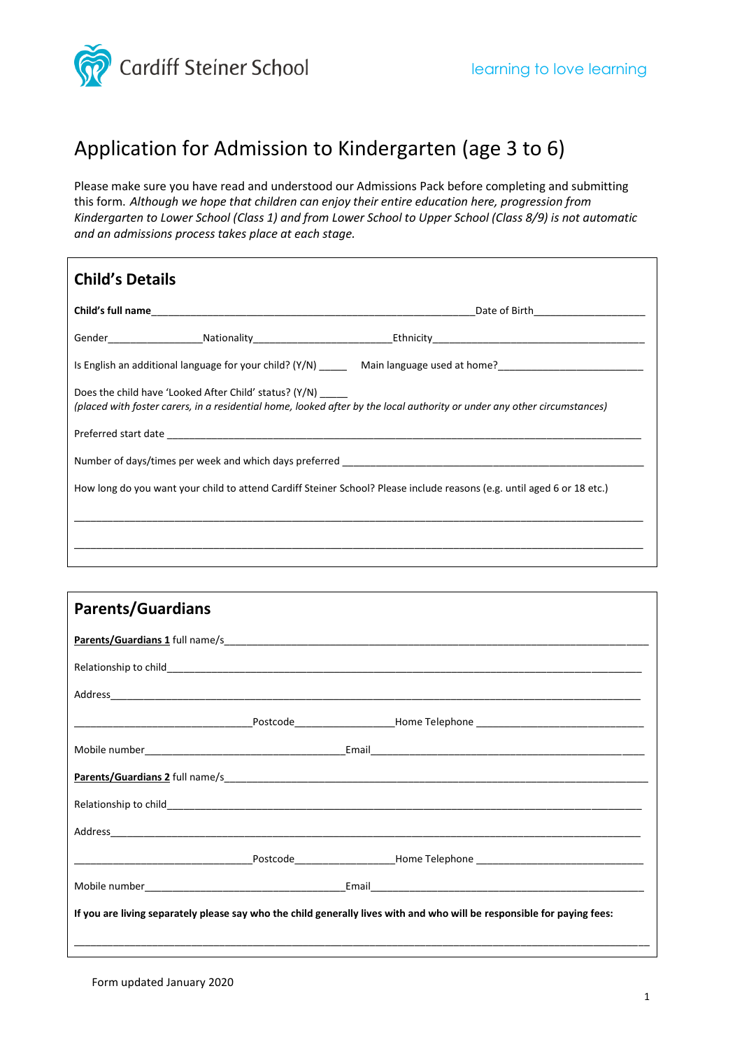Cardiff Steiner School

learning to love learning

# Application for Admission to Kindergarten (age 3 to 6)

Please make sure you have read and understood our Admissions Pack before completing and submitting this form. *Although we hope that children can enjoy their entire education here, progression from Kindergarten to Lower School (Class 1) and from Lower School to Upper School (Class 8/9) is not automatic and an admissions process takes place at each stage.*

## Child's Details

**Child's full name**_____________________________________________Date of Birth__________________

Gender_______________Nationality______________________Ethnicity____________________________________

Is English an additional language for your child? (Y/N) _____ Main language used at home?________________________

Does the child have 'Looked After Child' status? (Y/N) _____
*(placed with foster carers, in a residential home, looked after by the local authority or under any other circumstances)*

Preferred start date ____________________________________________________________________________

Number of days/times per week and which days preferred _____________________________________________

How long do you want your child to attend Cardiff Steiner School? Please include reasons (e.g. until aged 6 or 18 etc.)

_______________________________________________________________________________________________

_______________________________________________________________________________________________

## Parents/Guardians

**Parents/Guardians 1** full name/s_____________________________________________________________________

Relationship to child__________________________________________________________________________

Address______________________________________________________________________________________

______________________________Postcode________________Home Telephone ___________________________

Mobile number__________________________________Email_________________________________________

**Parents/Guardians 2** full name/s_____________________________________________________________________

Relationship to child__________________________________________________________________________

Address______________________________________________________________________________________

______________________________Postcode________________Home Telephone ___________________________

Mobile number__________________________________Email_________________________________________

**If you are living separately please say who the child generally lives with and who will be responsible for paying fees:**

_______________________________________________________________________________________________

Form updated January 2020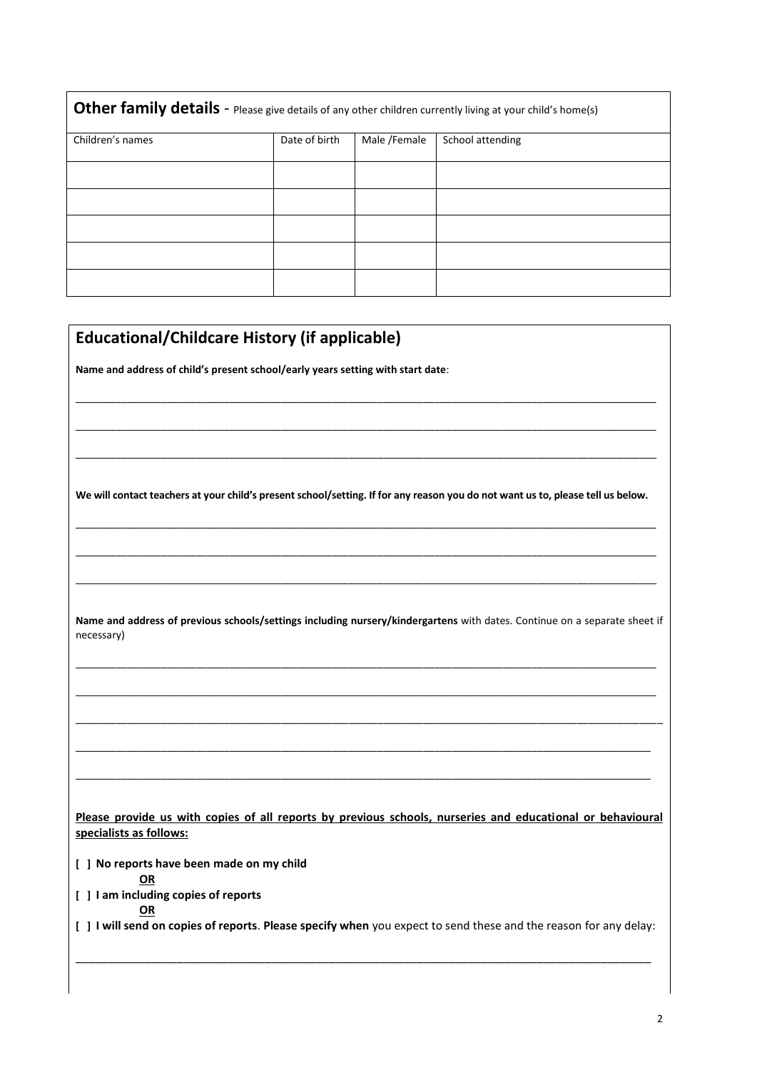## Other family details - Please give details of any other children currently living at your child's home(s)

| Children's names | Date of birth | Male /Female | School attending |
|---|---|---|---|
| | | | |
| | | | |
| | | | |
| | | | |
| | | | |

## Educational/Childcare History (if applicable)

**Name and address of child's present school/early years setting with start date**:

\_\_\_\_\_\_\_\_\_\_\_\_\_\_\_\_\_\_\_\_\_\_\_\_\_\_\_\_\_\_\_\_\_\_\_\_\_\_\_\_\_\_\_\_\_\_\_\_\_\_\_\_\_\_\_\_\_\_\_\_\_\_\_\_\_\_\_\_\_\_\_\_\_\_\_\_\_\_

\_\_\_\_\_\_\_\_\_\_\_\_\_\_\_\_\_\_\_\_\_\_\_\_\_\_\_\_\_\_\_\_\_\_\_\_\_\_\_\_\_\_\_\_\_\_\_\_\_\_\_\_\_\_\_\_\_\_\_\_\_\_\_\_\_\_\_\_\_\_\_\_\_\_\_\_\_\_

\_\_\_\_\_\_\_\_\_\_\_\_\_\_\_\_\_\_\_\_\_\_\_\_\_\_\_\_\_\_\_\_\_\_\_\_\_\_\_\_\_\_\_\_\_\_\_\_\_\_\_\_\_\_\_\_\_\_\_\_\_\_\_\_\_\_\_\_\_\_\_\_\_\_\_\_\_\_

**We will contact teachers at your child's present school/setting. If for any reason you do not want us to, please tell us below.**

\_\_\_\_\_\_\_\_\_\_\_\_\_\_\_\_\_\_\_\_\_\_\_\_\_\_\_\_\_\_\_\_\_\_\_\_\_\_\_\_\_\_\_\_\_\_\_\_\_\_\_\_\_\_\_\_\_\_\_\_\_\_\_\_\_\_\_\_\_\_\_\_\_\_\_\_\_\_

\_\_\_\_\_\_\_\_\_\_\_\_\_\_\_\_\_\_\_\_\_\_\_\_\_\_\_\_\_\_\_\_\_\_\_\_\_\_\_\_\_\_\_\_\_\_\_\_\_\_\_\_\_\_\_\_\_\_\_\_\_\_\_\_\_\_\_\_\_\_\_\_\_\_\_\_\_\_

\_\_\_\_\_\_\_\_\_\_\_\_\_\_\_\_\_\_\_\_\_\_\_\_\_\_\_\_\_\_\_\_\_\_\_\_\_\_\_\_\_\_\_\_\_\_\_\_\_\_\_\_\_\_\_\_\_\_\_\_\_\_\_\_\_\_\_\_\_\_\_\_\_\_\_\_\_\_

**Name and address of previous schools/settings including nursery/kindergartens** with dates. Continue on a separate sheet if necessary)

\_\_\_\_\_\_\_\_\_\_\_\_\_\_\_\_\_\_\_\_\_\_\_\_\_\_\_\_\_\_\_\_\_\_\_\_\_\_\_\_\_\_\_\_\_\_\_\_\_\_\_\_\_\_\_\_\_\_\_\_\_\_\_\_\_\_\_\_\_\_\_\_\_\_\_\_\_\_

\_\_\_\_\_\_\_\_\_\_\_\_\_\_\_\_\_\_\_\_\_\_\_\_\_\_\_\_\_\_\_\_\_\_\_\_\_\_\_\_\_\_\_\_\_\_\_\_\_\_\_\_\_\_\_\_\_\_\_\_\_\_\_\_\_\_\_\_\_\_\_\_\_\_\_\_\_\_

\_\_\_\_\_\_\_\_\_\_\_\_\_\_\_\_\_\_\_\_\_\_\_\_\_\_\_\_\_\_\_\_\_\_\_\_\_\_\_\_\_\_\_\_\_\_\_\_\_\_\_\_\_\_\_\_\_\_\_\_\_\_\_\_\_\_\_\_\_\_\_\_\_\_\_\_\_\_

\_\_\_\_\_\_\_\_\_\_\_\_\_\_\_\_\_\_\_\_\_\_\_\_\_\_\_\_\_\_\_\_\_\_\_\_\_\_\_\_\_\_\_\_\_\_\_\_\_\_\_\_\_\_\_\_\_\_\_\_\_\_\_\_\_\_\_\_\_\_\_\_\_\_\_\_\_\_

\_\_\_\_\_\_\_\_\_\_\_\_\_\_\_\_\_\_\_\_\_\_\_\_\_\_\_\_\_\_\_\_\_\_\_\_\_\_\_\_\_\_\_\_\_\_\_\_\_\_\_\_\_\_\_\_\_\_\_\_\_\_\_\_\_\_\_\_\_\_\_\_\_\_\_\_\_\_

**<u>Please provide us with copies of all reports by previous schools, nurseries and educational or behavioural specialists as follows:</u>**

**[ ] No reports have been made on my child**

**<u>OR</u>**

**[ ] I am including copies of reports**

**<u>OR</u>**

**[ ] I will send on copies of reports**. **Please specify when** you expect to send these and the reason for any delay:

\_\_\_\_\_\_\_\_\_\_\_\_\_\_\_\_\_\_\_\_\_\_\_\_\_\_\_\_\_\_\_\_\_\_\_\_\_\_\_\_\_\_\_\_\_\_\_\_\_\_\_\_\_\_\_\_\_\_\_\_\_\_\_\_\_\_\_\_\_\_\_\_\_\_\_\_\_\_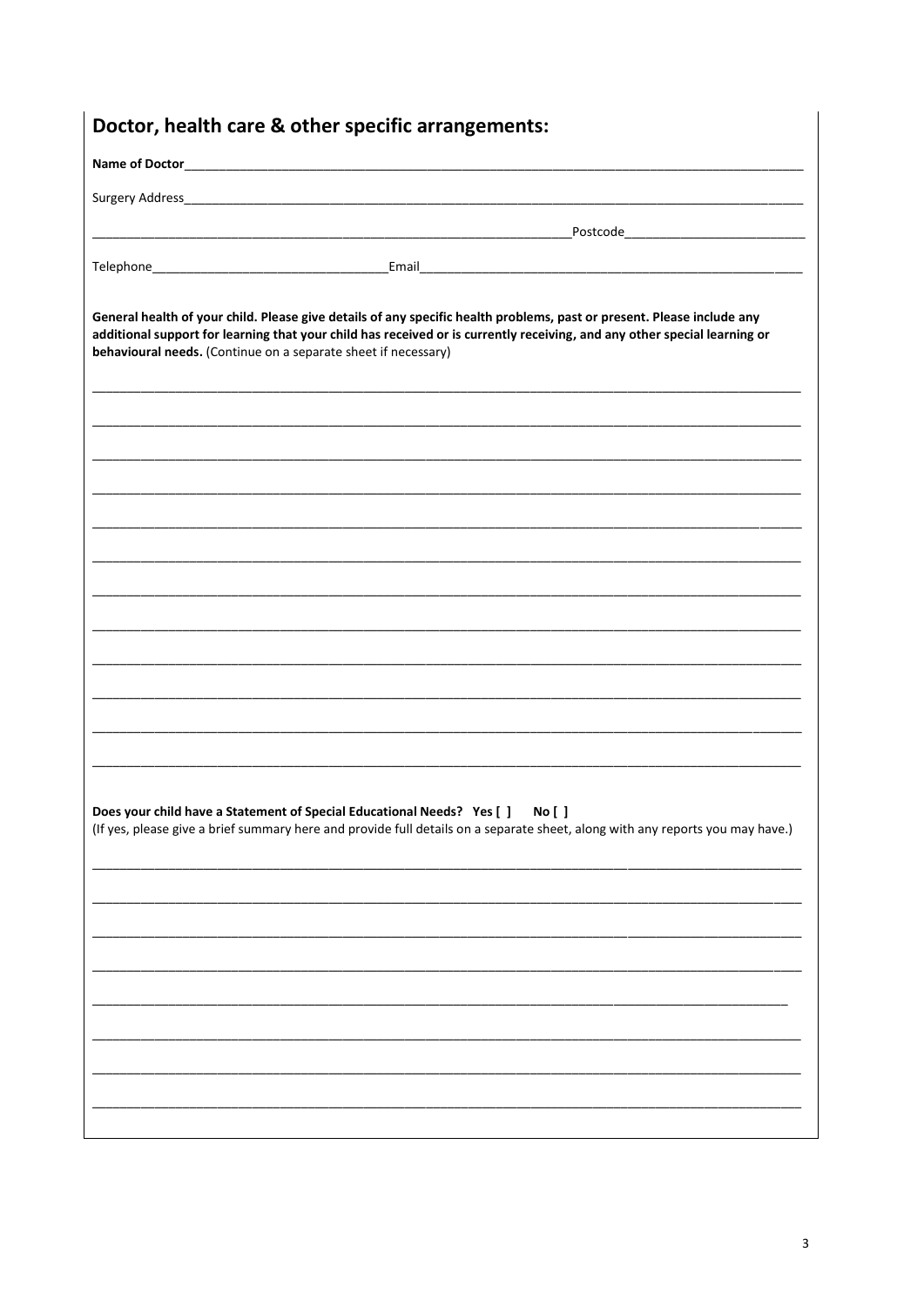## Doctor, health care & other specific arrangements:

**Name of Doctor**\_\_\_\_\_\_\_\_\_\_\_\_\_\_\_\_\_\_\_\_\_\_\_\_\_\_\_\_\_\_\_\_\_\_\_\_\_\_\_\_

Surgery Address\_\_\_\_\_\_\_\_\_\_\_\_\_\_\_\_\_\_\_\_\_\_\_\_\_\_\_\_\_\_\_\_\_\_\_\_\_\_\_\_

\_\_\_\_\_\_\_\_\_\_\_\_\_\_\_\_\_\_\_\_\_\_\_\_\_\_\_\_\_\_\_\_Postcode\_\_\_\_\_\_\_\_\_\_\_\_\_\_\_\_

Telephone\_\_\_\_\_\_\_\_\_\_\_\_\_\_\_\_\_\_\_\_Email\_\_\_\_\_\_\_\_\_\_\_\_\_\_\_\_\_\_\_\_\_\_\_\_\_\_\_\_

**General health of your child. Please give details of any specific health problems, past or present. Please include any additional support for learning that your child has received or is currently receiving, and any other special learning or behavioural needs.** (Continue on a separate sheet if necessary)

\_\_\_\_\_\_\_\_\_\_\_\_\_\_\_\_\_\_\_\_\_\_\_\_\_\_\_\_\_\_\_\_\_\_\_\_\_\_\_\_\_\_\_\_\_\_\_\_\_\_\_\_\_\_\_\_\_\_\_\_

\_\_\_\_\_\_\_\_\_\_\_\_\_\_\_\_\_\_\_\_\_\_\_\_\_\_\_\_\_\_\_\_\_\_\_\_\_\_\_\_\_\_\_\_\_\_\_\_\_\_\_\_\_\_\_\_\_\_\_\_

\_\_\_\_\_\_\_\_\_\_\_\_\_\_\_\_\_\_\_\_\_\_\_\_\_\_\_\_\_\_\_\_\_\_\_\_\_\_\_\_\_\_\_\_\_\_\_\_\_\_\_\_\_\_\_\_\_\_\_\_

\_\_\_\_\_\_\_\_\_\_\_\_\_\_\_\_\_\_\_\_\_\_\_\_\_\_\_\_\_\_\_\_\_\_\_\_\_\_\_\_\_\_\_\_\_\_\_\_\_\_\_\_\_\_\_\_\_\_\_\_

\_\_\_\_\_\_\_\_\_\_\_\_\_\_\_\_\_\_\_\_\_\_\_\_\_\_\_\_\_\_\_\_\_\_\_\_\_\_\_\_\_\_\_\_\_\_\_\_\_\_\_\_\_\_\_\_\_\_\_\_

\_\_\_\_\_\_\_\_\_\_\_\_\_\_\_\_\_\_\_\_\_\_\_\_\_\_\_\_\_\_\_\_\_\_\_\_\_\_\_\_\_\_\_\_\_\_\_\_\_\_\_\_\_\_\_\_\_\_\_\_

\_\_\_\_\_\_\_\_\_\_\_\_\_\_\_\_\_\_\_\_\_\_\_\_\_\_\_\_\_\_\_\_\_\_\_\_\_\_\_\_\_\_\_\_\_\_\_\_\_\_\_\_\_\_\_\_\_\_\_\_

\_\_\_\_\_\_\_\_\_\_\_\_\_\_\_\_\_\_\_\_\_\_\_\_\_\_\_\_\_\_\_\_\_\_\_\_\_\_\_\_\_\_\_\_\_\_\_\_\_\_\_\_\_\_\_\_\_\_\_\_

\_\_\_\_\_\_\_\_\_\_\_\_\_\_\_\_\_\_\_\_\_\_\_\_\_\_\_\_\_\_\_\_\_\_\_\_\_\_\_\_\_\_\_\_\_\_\_\_\_\_\_\_\_\_\_\_\_\_\_\_

\_\_\_\_\_\_\_\_\_\_\_\_\_\_\_\_\_\_\_\_\_\_\_\_\_\_\_\_\_\_\_\_\_\_\_\_\_\_\_\_\_\_\_\_\_\_\_\_\_\_\_\_\_\_\_\_\_\_\_\_

\_\_\_\_\_\_\_\_\_\_\_\_\_\_\_\_\_\_\_\_\_\_\_\_\_\_\_\_\_\_\_\_\_\_\_\_\_\_\_\_\_\_\_\_\_\_\_\_\_\_\_\_\_\_\_\_\_\_\_\_

\_\_\_\_\_\_\_\_\_\_\_\_\_\_\_\_\_\_\_\_\_\_\_\_\_\_\_\_\_\_\_\_\_\_\_\_\_\_\_\_\_\_\_\_\_\_\_\_\_\_\_\_\_\_\_\_\_\_\_\_

**Does your child have a Statement of Special Educational Needs? Yes [ ] No [ ]**
(If yes, please give a brief summary here and provide full details on a separate sheet, along with any reports you may have.)

\_\_\_\_\_\_\_\_\_\_\_\_\_\_\_\_\_\_\_\_\_\_\_\_\_\_\_\_\_\_\_\_\_\_\_\_\_\_\_\_\_\_\_\_\_\_\_\_\_\_\_\_\_\_\_\_\_\_\_\_

\_\_\_\_\_\_\_\_\_\_\_\_\_\_\_\_\_\_\_\_\_\_\_\_\_\_\_\_\_\_\_\_\_\_\_\_\_\_\_\_\_\_\_\_\_\_\_\_\_\_\_\_\_\_\_\_\_\_\_\_

\_\_\_\_\_\_\_\_\_\_\_\_\_\_\_\_\_\_\_\_\_\_\_\_\_\_\_\_\_\_\_\_\_\_\_\_\_\_\_\_\_\_\_\_\_\_\_\_\_\_\_\_\_\_\_\_\_\_\_\_

\_\_\_\_\_\_\_\_\_\_\_\_\_\_\_\_\_\_\_\_\_\_\_\_\_\_\_\_\_\_\_\_\_\_\_\_\_\_\_\_\_\_\_\_\_\_\_\_\_\_\_\_\_\_\_\_\_\_\_\_

\_\_\_\_\_\_\_\_\_\_\_\_\_\_\_\_\_\_\_\_\_\_\_\_\_\_\_\_\_\_\_\_\_\_\_\_\_\_\_\_\_\_\_\_\_\_\_\_\_\_\_\_\_\_\_\_\_\_\_\_

\_\_\_\_\_\_\_\_\_\_\_\_\_\_\_\_\_\_\_\_\_\_\_\_\_\_\_\_\_\_\_\_\_\_\_\_\_\_\_\_\_\_\_\_\_\_\_\_\_\_\_\_\_\_\_\_\_\_\_\_

\_\_\_\_\_\_\_\_\_\_\_\_\_\_\_\_\_\_\_\_\_\_\_\_\_\_\_\_\_\_\_\_\_\_\_\_\_\_\_\_\_\_\_\_\_\_\_\_\_\_\_\_\_\_\_\_\_\_\_\_

\_\_\_\_\_\_\_\_\_\_\_\_\_\_\_\_\_\_\_\_\_\_\_\_\_\_\_\_\_\_\_\_\_\_\_\_\_\_\_\_\_\_\_\_\_\_\_\_\_\_\_\_\_\_\_\_\_\_\_\_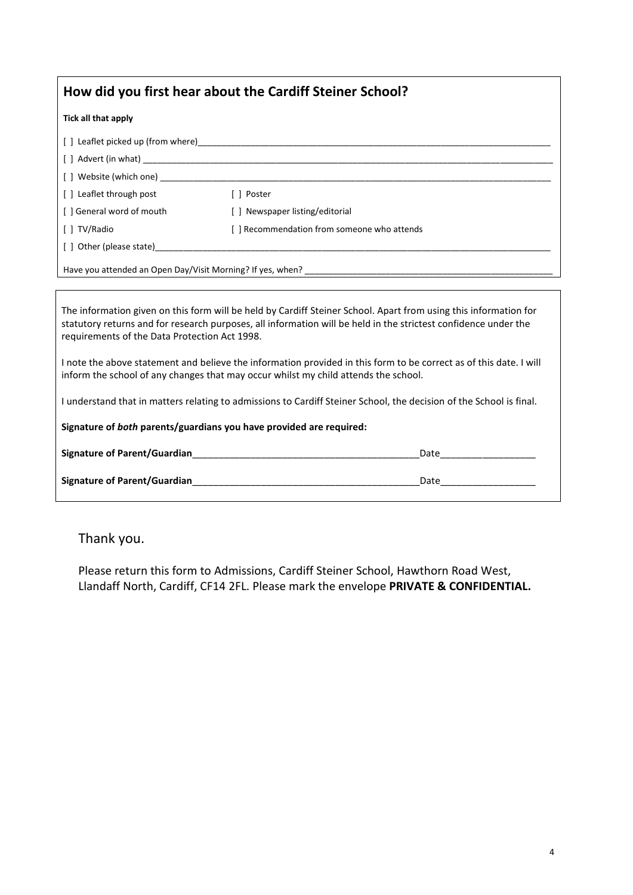## How did you first hear about the Cardiff Steiner School?

**Tick all that apply**

[ ] Leaflet picked up (from where)\_\_\_\_\_\_\_\_\_\_\_\_\_\_\_\_\_\_\_\_\_\_\_\_\_\_\_\_\_\_\_\_\_\_\_\_\_\_\_\_

[ ] Advert (in what) \_\_\_\_\_\_\_\_\_\_\_\_\_\_\_\_\_\_\_\_\_\_\_\_\_\_\_\_\_\_\_\_\_\_\_\_\_\_\_\_

[ ] Website (which one) \_\_\_\_\_\_\_\_\_\_\_\_\_\_\_\_\_\_\_\_\_\_\_\_\_\_\_\_\_\_\_\_\_\_\_\_\_\_\_\_

| | |
|---|---|
| [ ] Leaflet through post | [ ] Poster |
| [ ] General word of mouth | [ ] Newspaper listing/editorial |
| [ ] TV/Radio | [ ] Recommendation from someone who attends |

[ ] Other (please state)\_\_\_\_\_\_\_\_\_\_\_\_\_\_\_\_\_\_\_\_\_\_\_\_\_\_\_\_\_\_\_\_\_\_\_\_\_\_\_\_

Have you attended an Open Day/Visit Morning? If yes, when? \_\_\_\_\_\_\_\_\_\_\_\_\_\_\_\_\_\_\_\_\_\_\_\_\_\_\_\_

The information given on this form will be held by Cardiff Steiner School. Apart from using this information for statutory returns and for research purposes, all information will be held in the strictest confidence under the requirements of the Data Protection Act 1998.

I note the above statement and believe the information provided in this form to be correct as of this date. I will inform the school of any changes that may occur whilst my child attends the school.

I understand that in matters relating to admissions to Cardiff Steiner School, the decision of the School is final.

**Signature of *both* parents/guardians you have provided are required:**

**Signature of Parent/Guardian**\_\_\_\_\_\_\_\_\_\_\_\_\_\_\_\_\_\_\_\_\_\_\_\_\_\_\_\_\_\_ Date\_\_\_\_\_\_\_\_\_\_\_\_\_\_\_\_

**Signature of Parent/Guardian**\_\_\_\_\_\_\_\_\_\_\_\_\_\_\_\_\_\_\_\_\_\_\_\_\_\_\_\_\_\_ Date\_\_\_\_\_\_\_\_\_\_\_\_\_\_\_\_

Thank you.

Please return this form to Admissions, Cardiff Steiner School, Hawthorn Road West, Llandaff North, Cardiff, CF14 2FL. Please mark the envelope **PRIVATE & CONFIDENTIAL.**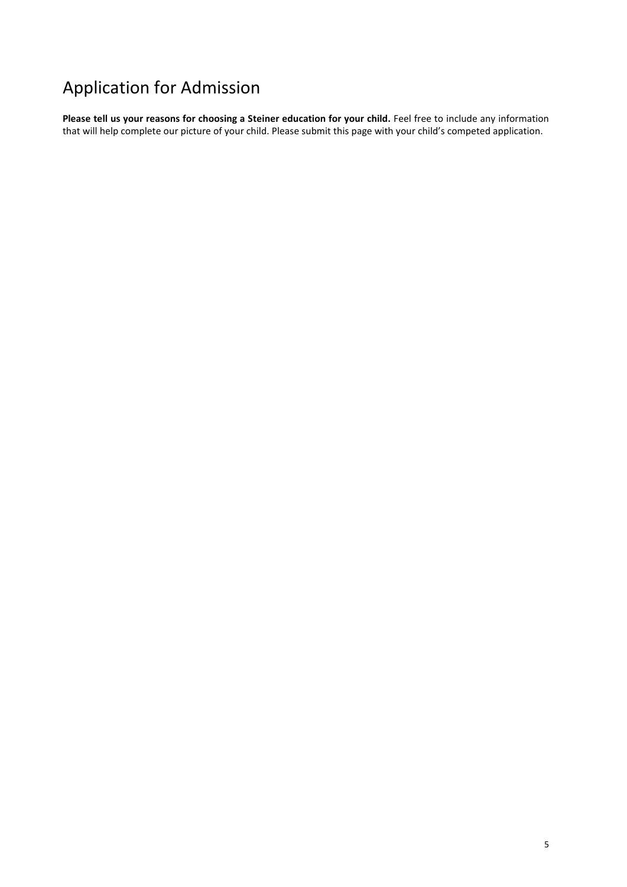# Application for Admission

**Please tell us your reasons for choosing a Steiner education for your child.** Feel free to include any information that will help complete our picture of your child. Please submit this page with your child's competed application.